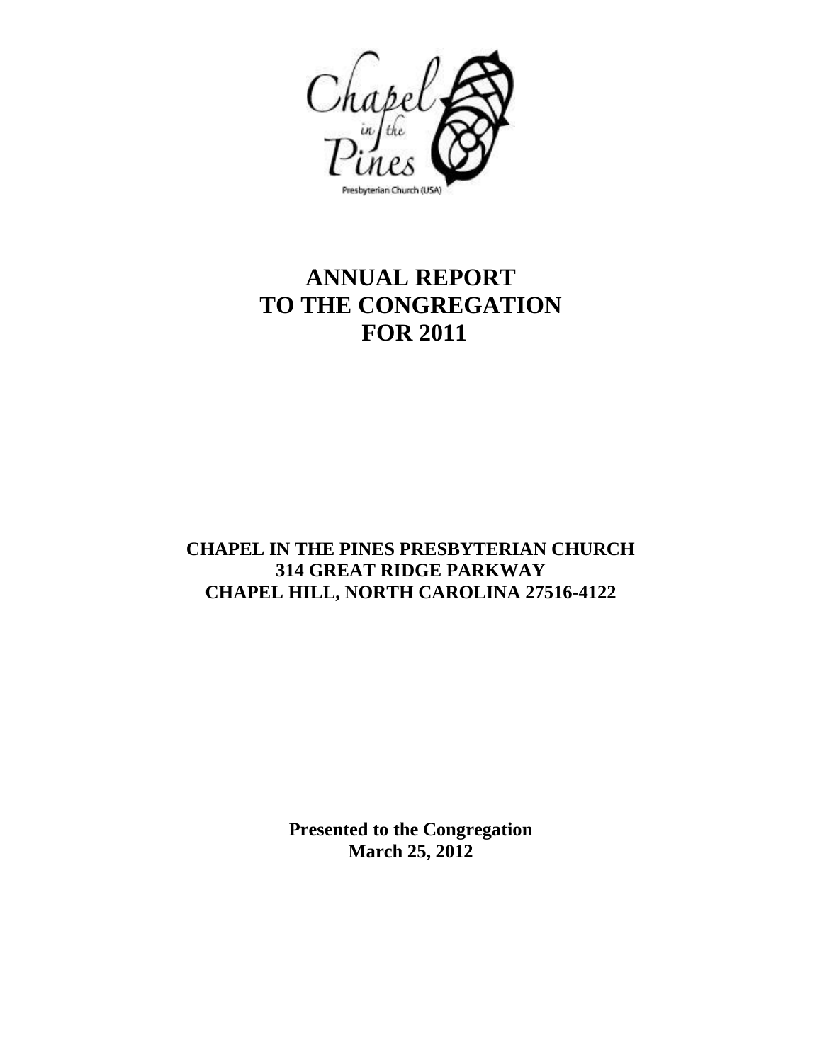Chapel in the Pines

Presbyterian Church (USA)

# ANNUAL REPORT TO THE CONGREGATION FOR 2011

**CHAPEL IN THE PINES PRESBYTERIAN CHURCH**
**314 GREAT RIDGE PARKWAY**
**CHAPEL HILL, NORTH CAROLINA 27516-4122**

**Presented to the Congregation**
**March 25, 2012**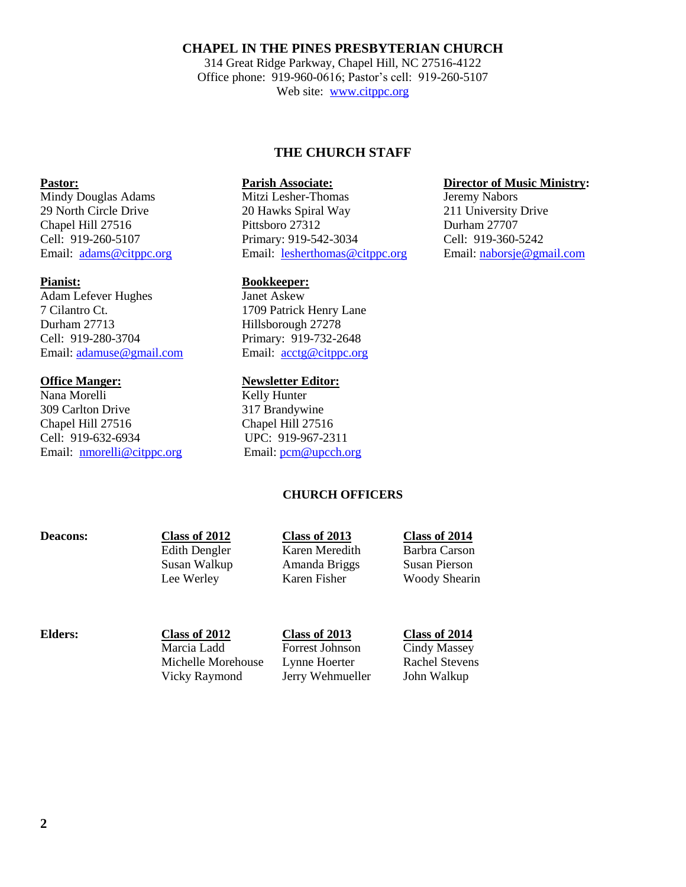**CHAPEL IN THE PINES PRESBYTERIAN CHURCH**
314 Great Ridge Parkway, Chapel Hill, NC 27516-4122
Office phone: 919-960-0616; Pastor's cell: 919-260-5107
Web site: www.citppc.org

## THE CHURCH STAFF

**Pastor:**
Mindy Douglas Adams
29 North Circle Drive
Chapel Hill 27516
Cell: 919-260-5107
Email: adams@citppc.org

**Parish Associate:**
Mitzi Lesher-Thomas
20 Hawks Spiral Way
Pittsboro 27312
Primary: 919-542-3034
Email: lesherthomas@citppc.org

**Director of Music Ministry:**
Jeremy Nabors
211 University Drive
Durham 27707
Cell: 919-360-5242
Email: naborsje@gmail.com

**Pianist:**
Adam Lefever Hughes
7 Cilantro Ct.
Durham 27713
Cell: 919-280-3704
Email: adamuse@gmail.com

**Bookkeeper:**
Janet Askew
1709 Patrick Henry Lane
Hillsborough 27278
Primary: 919-732-2648
Email: acctg@citppc.org

**Office Manger:**
Nana Morelli
309 Carlton Drive
Chapel Hill 27516
Cell: 919-632-6934
Email: nmorelli@citppc.org

**Newsletter Editor:**
Kelly Hunter
317 Brandywine
Chapel Hill 27516
UPC: 919-967-2311
Email: pcm@upcch.org

## CHURCH OFFICERS

| | Class of 2012 | Class of 2013 | Class of 2014 |
|---|---|---|---|
| **Deacons:** | Edith Dengler | Karen Meredith | Barbra Carson |
| | Susan Walkup | Amanda Briggs | Susan Pierson |
| | Lee Werley | Karen Fisher | Woody Shearin |

| | Class of 2012 | Class of 2013 | Class of 2014 |
|---|---|---|---|
| **Elders:** | Marcia Ladd | Forrest Johnson | Cindy Massey |
| | Michelle Morehouse | Lynne Hoerter | Rachel Stevens |
| | Vicky Raymond | Jerry Wehmueller | John Walkup |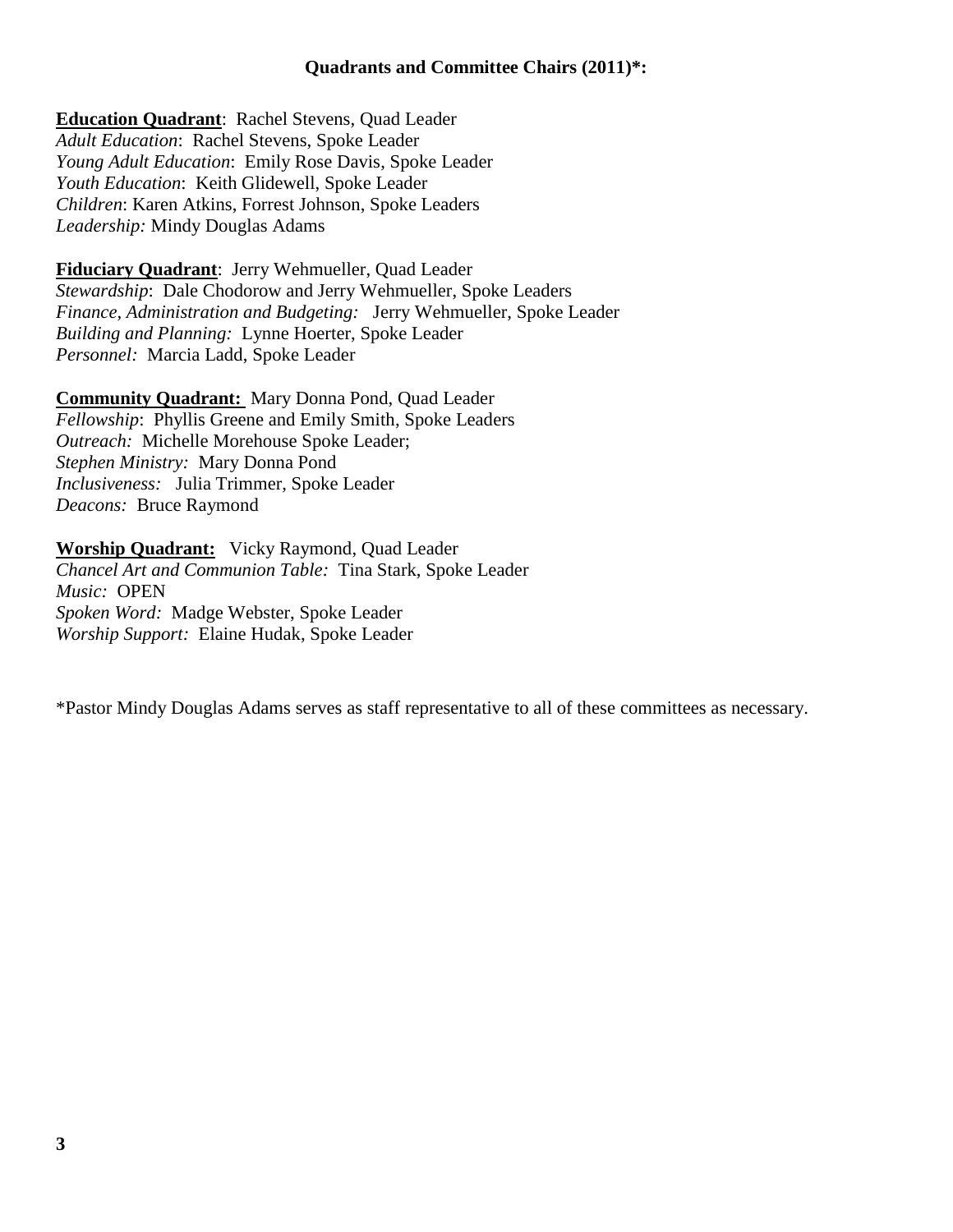## Quadrants and Committee Chairs (2011)*:

**Education Quadrant**: Rachel Stevens, Quad Leader
*Adult Education*: Rachel Stevens, Spoke Leader
*Young Adult Education*: Emily Rose Davis, Spoke Leader
*Youth Education*: Keith Glidewell, Spoke Leader
*Children*: Karen Atkins, Forrest Johnson, Spoke Leaders
*Leadership:* Mindy Douglas Adams

**Fiduciary Quadrant**: Jerry Wehmueller, Quad Leader
*Stewardship*: Dale Chodorow and Jerry Wehmueller, Spoke Leaders
*Finance, Administration and Budgeting:* Jerry Wehmueller, Spoke Leader
*Building and Planning:* Lynne Hoerter, Spoke Leader
*Personnel:* Marcia Ladd, Spoke Leader

**Community Quadrant:** Mary Donna Pond, Quad Leader
*Fellowship*: Phyllis Greene and Emily Smith, Spoke Leaders
*Outreach:* Michelle Morehouse Spoke Leader;
*Stephen Ministry:* Mary Donna Pond
*Inclusiveness:* Julia Trimmer, Spoke Leader
*Deacons:* Bruce Raymond

**Worship Quadrant:** Vicky Raymond, Quad Leader
*Chancel Art and Communion Table:* Tina Stark, Spoke Leader
*Music:* OPEN
*Spoken Word:* Madge Webster, Spoke Leader
*Worship Support:* Elaine Hudak, Spoke Leader

*Pastor Mindy Douglas Adams serves as staff representative to all of these committees as necessary.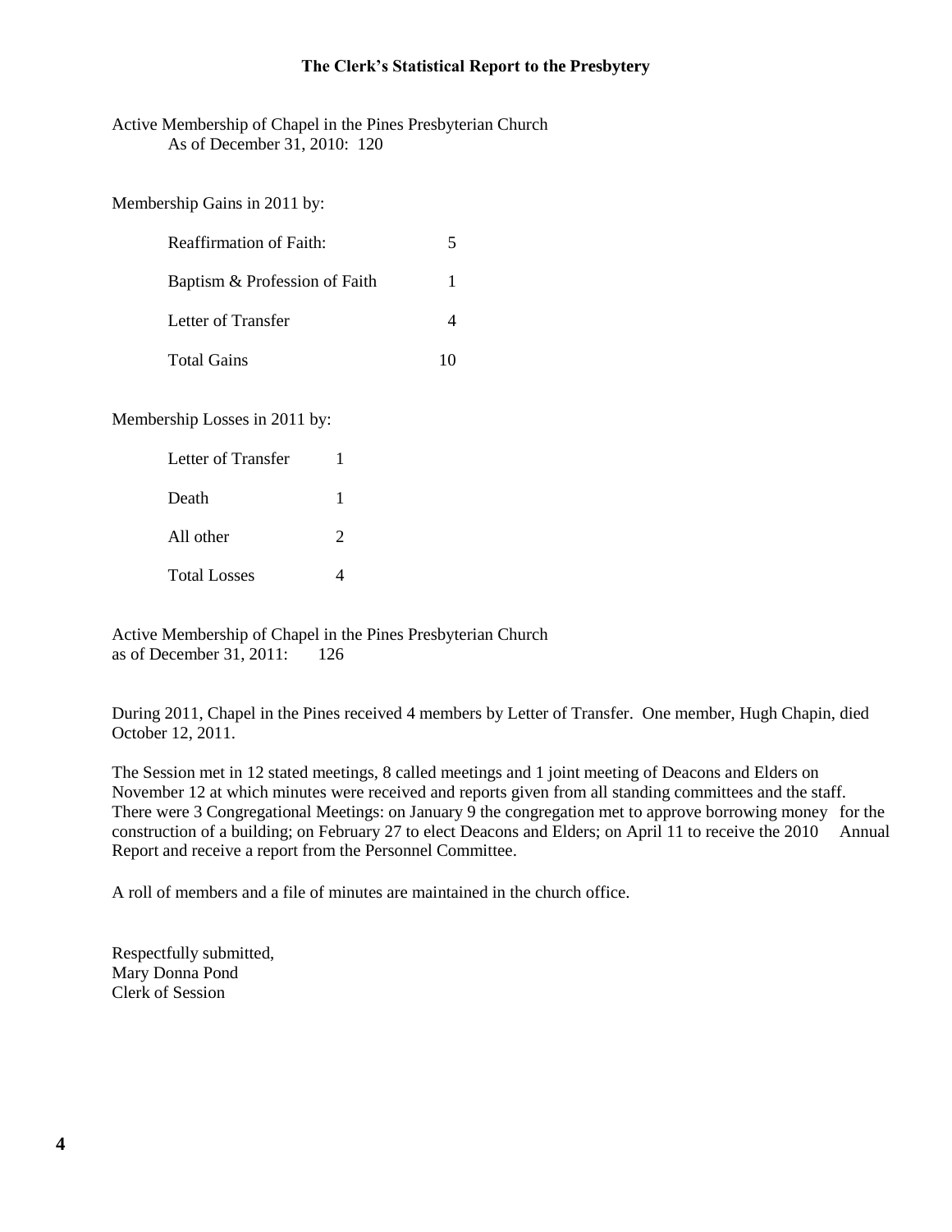## The Clerk's Statistical Report to the Presbytery

Active Membership of Chapel in the Pines Presbyterian Church
As of December 31, 2010: 120

Membership Gains in 2011 by:

| | |
|---|---|
| Reaffirmation of Faith: | 5 |
| Baptism & Profession of Faith | 1 |
| Letter of Transfer | 4 |
| Total Gains | 10 |

Membership Losses in 2011 by:

| | |
|---|---|
| Letter of Transfer | 1 |
| Death | 1 |
| All other | 2 |
| Total Losses | 4 |

Active Membership of Chapel in the Pines Presbyterian Church
as of December 31, 2011: 126

During 2011, Chapel in the Pines received 4 members by Letter of Transfer. One member, Hugh Chapin, died October 12, 2011.

The Session met in 12 stated meetings, 8 called meetings and 1 joint meeting of Deacons and Elders on November 12 at which minutes were received and reports given from all standing committees and the staff. There were 3 Congregational Meetings: on January 9 the congregation met to approve borrowing money for the construction of a building; on February 27 to elect Deacons and Elders; on April 11 to receive the 2010 Annual Report and receive a report from the Personnel Committee.

A roll of members and a file of minutes are maintained in the church office.

Respectfully submitted,
Mary Donna Pond
Clerk of Session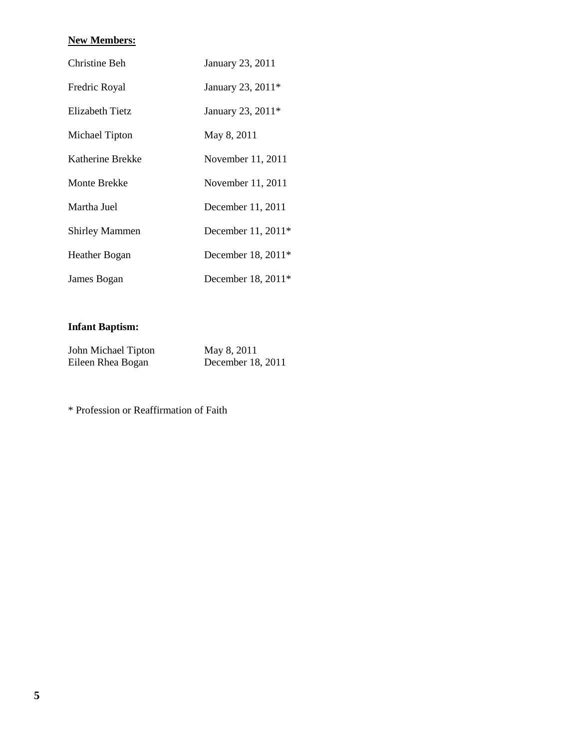**New Members:**

| | |
|---|---|
| Christine Beh | January 23, 2011 |
| Fredric Royal | January 23, 2011* |
| Elizabeth Tietz | January 23, 2011* |
| Michael Tipton | May 8, 2011 |
| Katherine Brekke | November 11, 2011 |
| Monte Brekke | November 11, 2011 |
| Martha Juel | December 11, 2011 |
| Shirley Mammen | December 11, 2011* |
| Heather Bogan | December 18, 2011* |
| James Bogan | December 18, 2011* |

**Infant Baptism:**

| | |
|---|---|
| John Michael Tipton | May 8, 2011 |
| Eileen Rhea Bogan | December 18, 2011 |

* Profession or Reaffirmation of Faith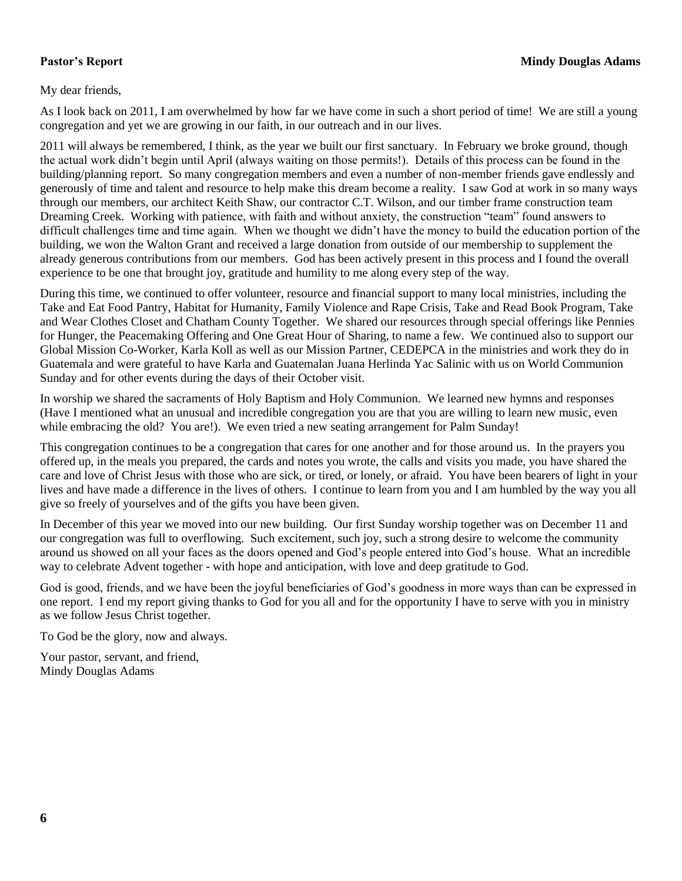**Pastor's Report** **Mindy Douglas Adams**

My dear friends,

As I look back on 2011, I am overwhelmed by how far we have come in such a short period of time! We are still a young congregation and yet we are growing in our faith, in our outreach and in our lives.

2011 will always be remembered, I think, as the year we built our first sanctuary. In February we broke ground, though the actual work didn't begin until April (always waiting on those permits!). Details of this process can be found in the building/planning report. So many congregation members and even a number of non-member friends gave endlessly and generously of time and talent and resource to help make this dream become a reality. I saw God at work in so many ways through our members, our architect Keith Shaw, our contractor C.T. Wilson, and our timber frame construction team Dreaming Creek. Working with patience, with faith and without anxiety, the construction "team" found answers to difficult challenges time and time again. When we thought we didn't have the money to build the education portion of the building, we won the Walton Grant and received a large donation from outside of our membership to supplement the already generous contributions from our members. God has been actively present in this process and I found the overall experience to be one that brought joy, gratitude and humility to me along every step of the way.

During this time, we continued to offer volunteer, resource and financial support to many local ministries, including the Take and Eat Food Pantry, Habitat for Humanity, Family Violence and Rape Crisis, Take and Read Book Program, Take and Wear Clothes Closet and Chatham County Together. We shared our resources through special offerings like Pennies for Hunger, the Peacemaking Offering and One Great Hour of Sharing, to name a few. We continued also to support our Global Mission Co-Worker, Karla Koll as well as our Mission Partner, CEDEPCA in the ministries and work they do in Guatemala and were grateful to have Karla and Guatemalan Juana Herlinda Yac Salinic with us on World Communion Sunday and for other events during the days of their October visit.

In worship we shared the sacraments of Holy Baptism and Holy Communion. We learned new hymns and responses (Have I mentioned what an unusual and incredible congregation you are that you are willing to learn new music, even while embracing the old? You are!). We even tried a new seating arrangement for Palm Sunday!

This congregation continues to be a congregation that cares for one another and for those around us. In the prayers you offered up, in the meals you prepared, the cards and notes you wrote, the calls and visits you made, you have shared the care and love of Christ Jesus with those who are sick, or tired, or lonely, or afraid. You have been bearers of light in your lives and have made a difference in the lives of others. I continue to learn from you and I am humbled by the way you all give so freely of yourselves and of the gifts you have been given.

In December of this year we moved into our new building. Our first Sunday worship together was on December 11 and our congregation was full to overflowing. Such excitement, such joy, such a strong desire to welcome the community around us showed on all your faces as the doors opened and God's people entered into God's house. What an incredible way to celebrate Advent together - with hope and anticipation, with love and deep gratitude to God.

God is good, friends, and we have been the joyful beneficiaries of God's goodness in more ways than can be expressed in one report. I end my report giving thanks to God for you all and for the opportunity I have to serve with you in ministry as we follow Jesus Christ together.

To God be the glory, now and always.

Your pastor, servant, and friend,
Mindy Douglas Adams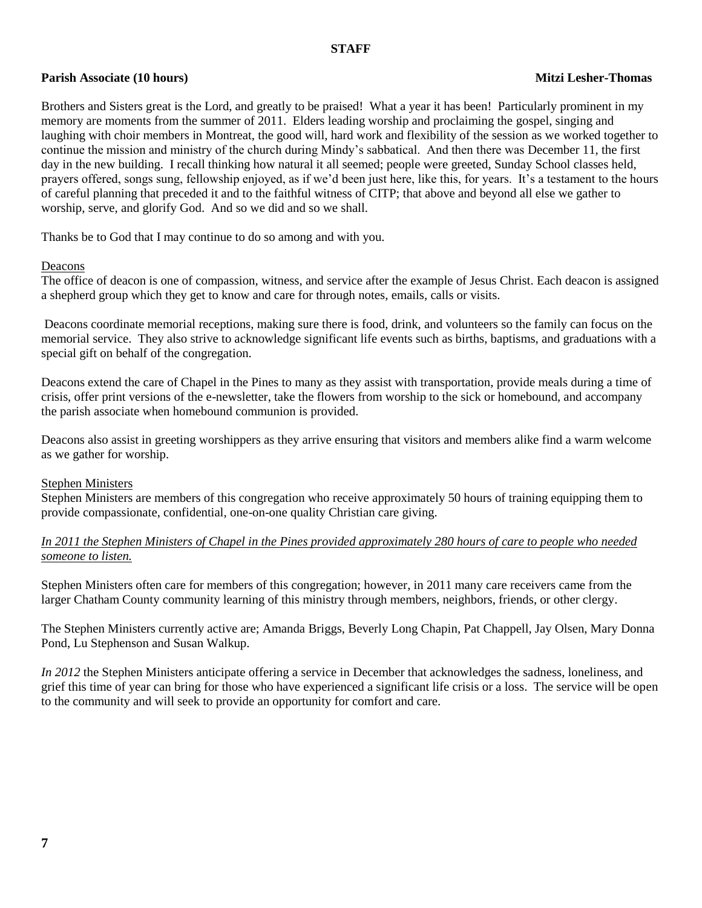## STAFF

**Parish Associate (10 hours)** **Mitzi Lesher-Thomas**

Brothers and Sisters great is the Lord, and greatly to be praised! What a year it has been! Particularly prominent in my memory are moments from the summer of 2011. Elders leading worship and proclaiming the gospel, singing and laughing with choir members in Montreat, the good will, hard work and flexibility of the session as we worked together to continue the mission and ministry of the church during Mindy's sabbatical. And then there was December 11, the first day in the new building. I recall thinking how natural it all seemed; people were greeted, Sunday School classes held, prayers offered, songs sung, fellowship enjoyed, as if we'd been just here, like this, for years. It's a testament to the hours of careful planning that preceded it and to the faithful witness of CITP; that above and beyond all else we gather to worship, serve, and glorify God. And so we did and so we shall.

Thanks be to God that I may continue to do so among and with you.

### Deacons

The office of deacon is one of compassion, witness, and service after the example of Jesus Christ. Each deacon is assigned a shepherd group which they get to know and care for through notes, emails, calls or visits.

Deacons coordinate memorial receptions, making sure there is food, drink, and volunteers so the family can focus on the memorial service. They also strive to acknowledge significant life events such as births, baptisms, and graduations with a special gift on behalf of the congregation.

Deacons extend the care of Chapel in the Pines to many as they assist with transportation, provide meals during a time of crisis, offer print versions of the e-newsletter, take the flowers from worship to the sick or homebound, and accompany the parish associate when homebound communion is provided.

Deacons also assist in greeting worshippers as they arrive ensuring that visitors and members alike find a warm welcome as we gather for worship.

### Stephen Ministers

Stephen Ministers are members of this congregation who receive approximately 50 hours of training equipping them to provide compassionate, confidential, one-on-one quality Christian care giving.

*In 2011 the Stephen Ministers of Chapel in the Pines provided approximately 280 hours of care to people who needed someone to listen.*

Stephen Ministers often care for members of this congregation; however, in 2011 many care receivers came from the larger Chatham County community learning of this ministry through members, neighbors, friends, or other clergy.

The Stephen Ministers currently active are; Amanda Briggs, Beverly Long Chapin, Pat Chappell, Jay Olsen, Mary Donna Pond, Lu Stephenson and Susan Walkup.

*In 2012* the Stephen Ministers anticipate offering a service in December that acknowledges the sadness, loneliness, and grief this time of year can bring for those who have experienced a significant life crisis or a loss. The service will be open to the community and will seek to provide an opportunity for comfort and care.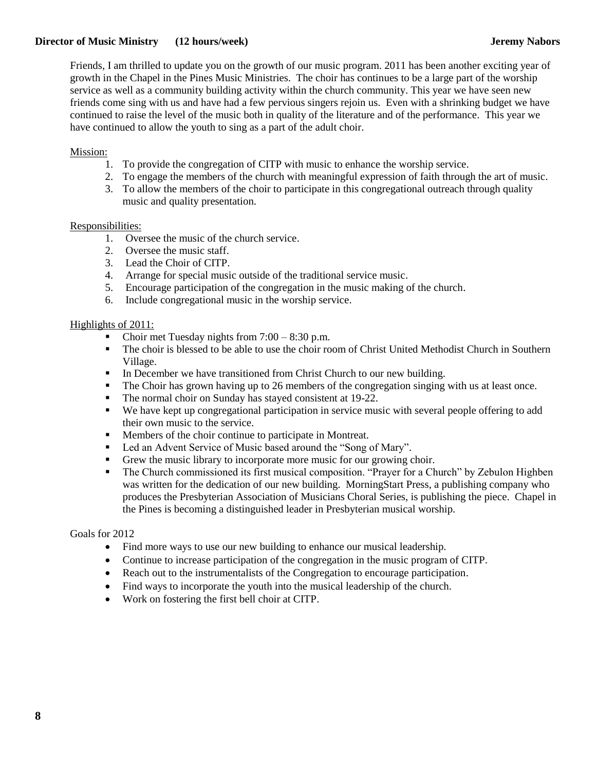**Director of Music Ministry (12 hours/week) Jeremy Nabors**

Friends, I am thrilled to update you on the growth of our music program. 2011 has been another exciting year of growth in the Chapel in the Pines Music Ministries. The choir has continues to be a large part of the worship service as well as a community building activity within the church community. This year we have seen new friends come sing with us and have had a few pervious singers rejoin us. Even with a shrinking budget we have continued to raise the level of the music both in quality of the literature and of the performance. This year we have continued to allow the youth to sing as a part of the adult choir.

Mission:

1. To provide the congregation of CITP with music to enhance the worship service.
2. To engage the members of the church with meaningful expression of faith through the art of music.
3. To allow the members of the choir to participate in this congregational outreach through quality music and quality presentation.

Responsibilities:

1. Oversee the music of the church service.
2. Oversee the music staff.
3. Lead the Choir of CITP.
4. Arrange for special music outside of the traditional service music.
5. Encourage participation of the congregation in the music making of the church.
6. Include congregational music in the worship service.

Highlights of 2011:

- Choir met Tuesday nights from 7:00 – 8:30 p.m.
- The choir is blessed to be able to use the choir room of Christ United Methodist Church in Southern Village.
- In December we have transitioned from Christ Church to our new building.
- The Choir has grown having up to 26 members of the congregation singing with us at least once.
- The normal choir on Sunday has stayed consistent at 19-22.
- We have kept up congregational participation in service music with several people offering to add their own music to the service.
- Members of the choir continue to participate in Montreat.
- Led an Advent Service of Music based around the "Song of Mary".
- Grew the music library to incorporate more music for our growing choir.
- The Church commissioned its first musical composition. "Prayer for a Church" by Zebulon Highben was written for the dedication of our new building. MorningStart Press, a publishing company who produces the Presbyterian Association of Musicians Choral Series, is publishing the piece. Chapel in the Pines is becoming a distinguished leader in Presbyterian musical worship.

Goals for 2012

- Find more ways to use our new building to enhance our musical leadership.
- Continue to increase participation of the congregation in the music program of CITP.
- Reach out to the instrumentalists of the Congregation to encourage participation.
- Find ways to incorporate the youth into the musical leadership of the church.
- Work on fostering the first bell choir at CITP.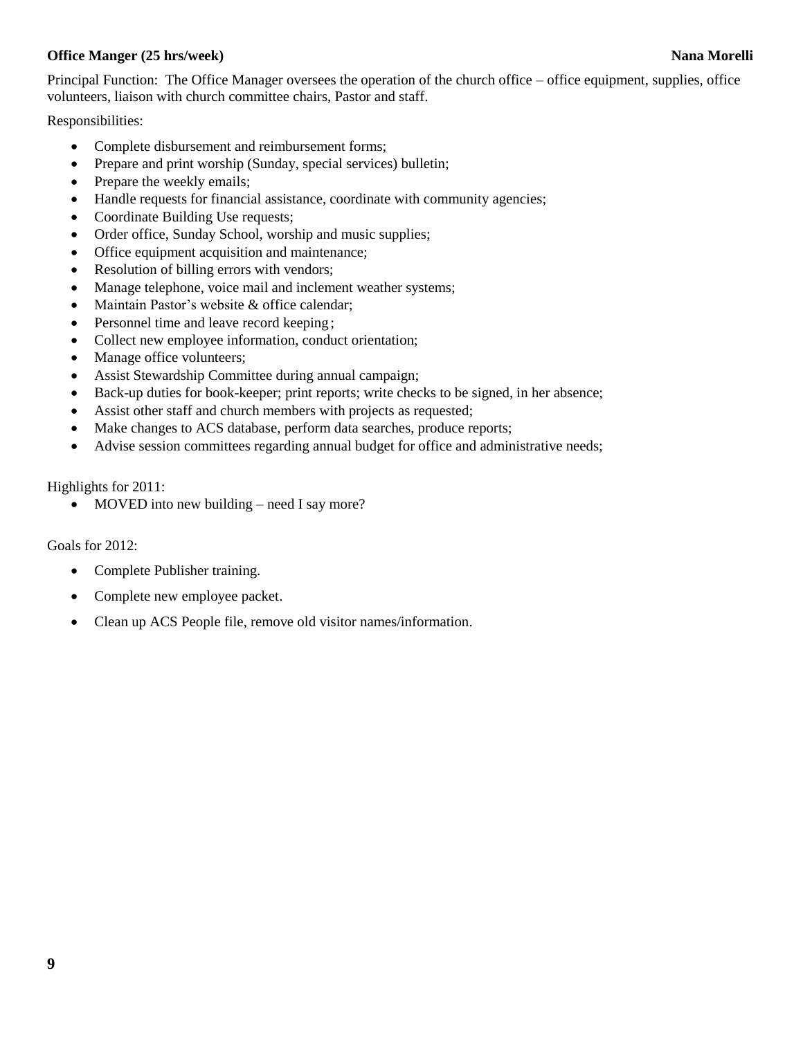**Office Manger (25 hrs/week) Nana Morelli**

Principal Function: The Office Manager oversees the operation of the church office – office equipment, supplies, office volunteers, liaison with church committee chairs, Pastor and staff.

Responsibilities:

- Complete disbursement and reimbursement forms;
- Prepare and print worship (Sunday, special services) bulletin;
- Prepare the weekly emails;
- Handle requests for financial assistance, coordinate with community agencies;
- Coordinate Building Use requests;
- Order office, Sunday School, worship and music supplies;
- Office equipment acquisition and maintenance;
- Resolution of billing errors with vendors;
- Manage telephone, voice mail and inclement weather systems;
- Maintain Pastor's website & office calendar;
- Personnel time and leave record keeping;
- Collect new employee information, conduct orientation;
- Manage office volunteers;
- Assist Stewardship Committee during annual campaign;
- Back-up duties for book-keeper; print reports; write checks to be signed, in her absence;
- Assist other staff and church members with projects as requested;
- Make changes to ACS database, perform data searches, produce reports;
- Advise session committees regarding annual budget for office and administrative needs;

Highlights for 2011:

- MOVED into new building – need I say more?

Goals for 2012:

- Complete Publisher training.
- Complete new employee packet.
- Clean up ACS People file, remove old visitor names/information.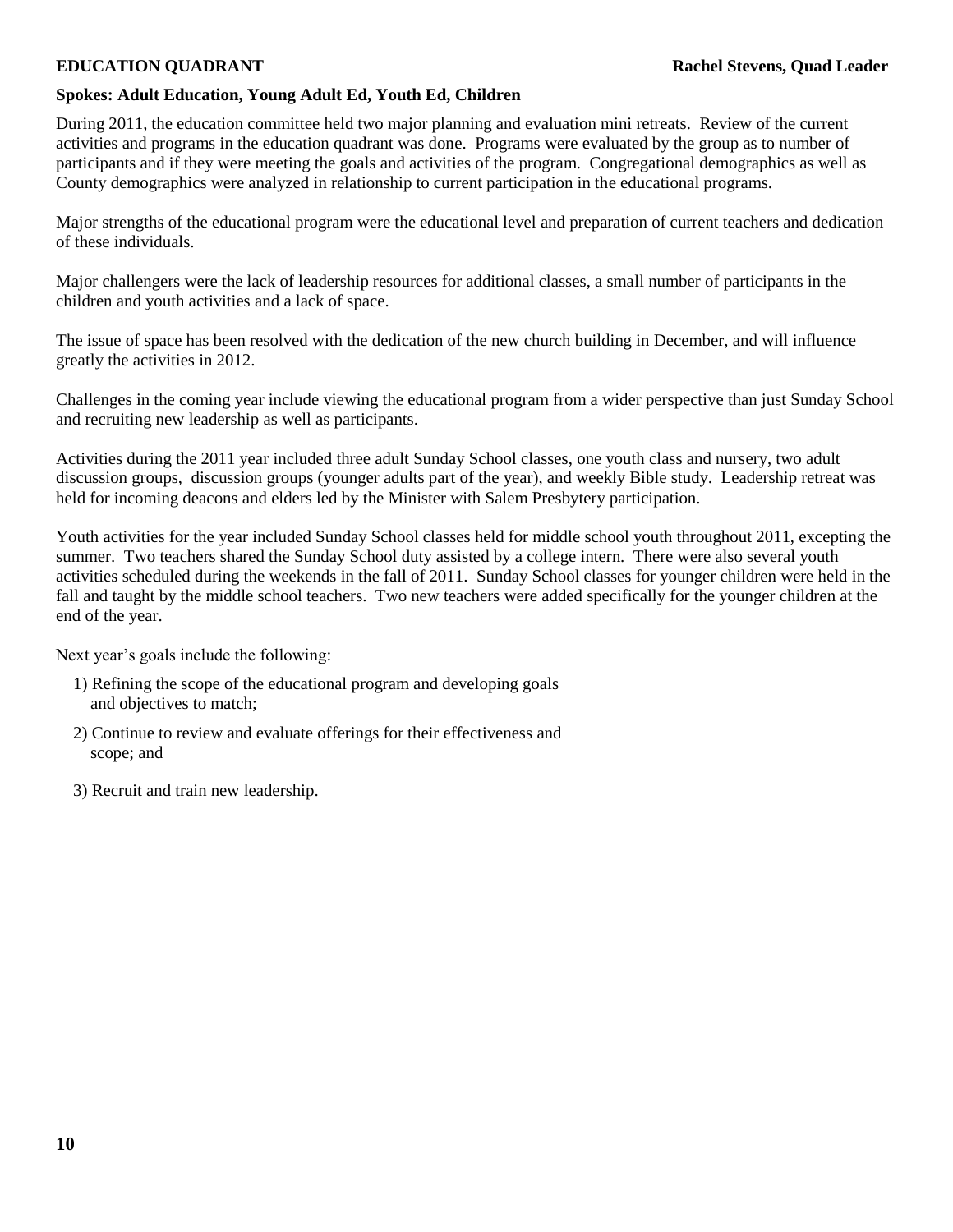**EDUCATION QUADRANT** **Rachel Stevens, Quad Leader**

**Spokes: Adult Education, Young Adult Ed, Youth Ed, Children**

During 2011, the education committee held two major planning and evaluation mini retreats. Review of the current activities and programs in the education quadrant was done. Programs were evaluated by the group as to number of participants and if they were meeting the goals and activities of the program. Congregational demographics as well as County demographics were analyzed in relationship to current participation in the educational programs.

Major strengths of the educational program were the educational level and preparation of current teachers and dedication of these individuals.

Major challengers were the lack of leadership resources for additional classes, a small number of participants in the children and youth activities and a lack of space.

The issue of space has been resolved with the dedication of the new church building in December, and will influence greatly the activities in 2012.

Challenges in the coming year include viewing the educational program from a wider perspective than just Sunday School and recruiting new leadership as well as participants.

Activities during the 2011 year included three adult Sunday School classes, one youth class and nursery, two adult discussion groups, discussion groups (younger adults part of the year), and weekly Bible study. Leadership retreat was held for incoming deacons and elders led by the Minister with Salem Presbytery participation.

Youth activities for the year included Sunday School classes held for middle school youth throughout 2011, excepting the summer. Two teachers shared the Sunday School duty assisted by a college intern. There were also several youth activities scheduled during the weekends in the fall of 2011. Sunday School classes for younger children were held in the fall and taught by the middle school teachers. Two new teachers were added specifically for the younger children at the end of the year.

Next year's goals include the following:

1) Refining the scope of the educational program and developing goals and objectives to match;
2) Continue to review and evaluate offerings for their effectiveness and scope; and
3) Recruit and train new leadership.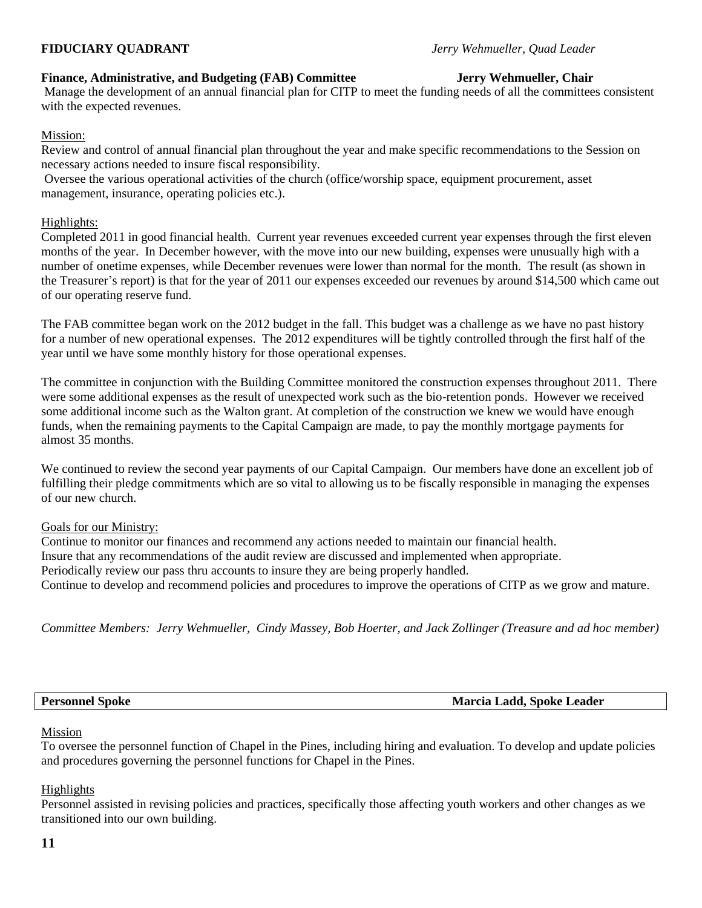**FIDUCIARY QUADRANT** *Jerry Wehmueller, Quad Leader*

**Finance, Administrative, and Budgeting (FAB) Committee** **Jerry Wehmueller, Chair**

Manage the development of an annual financial plan for CITP to meet the funding needs of all the committees consistent with the expected revenues.

Mission:

Review and control of annual financial plan throughout the year and make specific recommendations to the Session on necessary actions needed to insure fiscal responsibility.

Oversee the various operational activities of the church (office/worship space, equipment procurement, asset management, insurance, operating policies etc.).

Highlights:

Completed 2011 in good financial health. Current year revenues exceeded current year expenses through the first eleven months of the year. In December however, with the move into our new building, expenses were unusually high with a number of onetime expenses, while December revenues were lower than normal for the month. The result (as shown in the Treasurer's report) is that for the year of 2011 our expenses exceeded our revenues by around $14,500 which came out of our operating reserve fund.

The FAB committee began work on the 2012 budget in the fall. This budget was a challenge as we have no past history for a number of new operational expenses. The 2012 expenditures will be tightly controlled through the first half of the year until we have some monthly history for those operational expenses.

The committee in conjunction with the Building Committee monitored the construction expenses throughout 2011. There were some additional expenses as the result of unexpected work such as the bio-retention ponds. However we received some additional income such as the Walton grant. At completion of the construction we knew we would have enough funds, when the remaining payments to the Capital Campaign are made, to pay the monthly mortgage payments for almost 35 months.

We continued to review the second year payments of our Capital Campaign. Our members have done an excellent job of fulfilling their pledge commitments which are so vital to allowing us to be fiscally responsible in managing the expenses of our new church.

Goals for our Ministry:

Continue to monitor our finances and recommend any actions needed to maintain our financial health.
Insure that any recommendations of the audit review are discussed and implemented when appropriate.
Periodically review our pass thru accounts to insure they are being properly handled.
Continue to develop and recommend policies and procedures to improve the operations of CITP as we grow and mature.

*Committee Members: Jerry Wehmueller, Cindy Massey, Bob Hoerter, and Jack Zollinger (Treasure and ad hoc member)*

**Personnel Spoke** **Marcia Ladd, Spoke Leader**

Mission

To oversee the personnel function of Chapel in the Pines, including hiring and evaluation. To develop and update policies and procedures governing the personnel functions for Chapel in the Pines.

Highlights

Personnel assisted in revising policies and practices, specifically those affecting youth workers and other changes as we transitioned into our own building.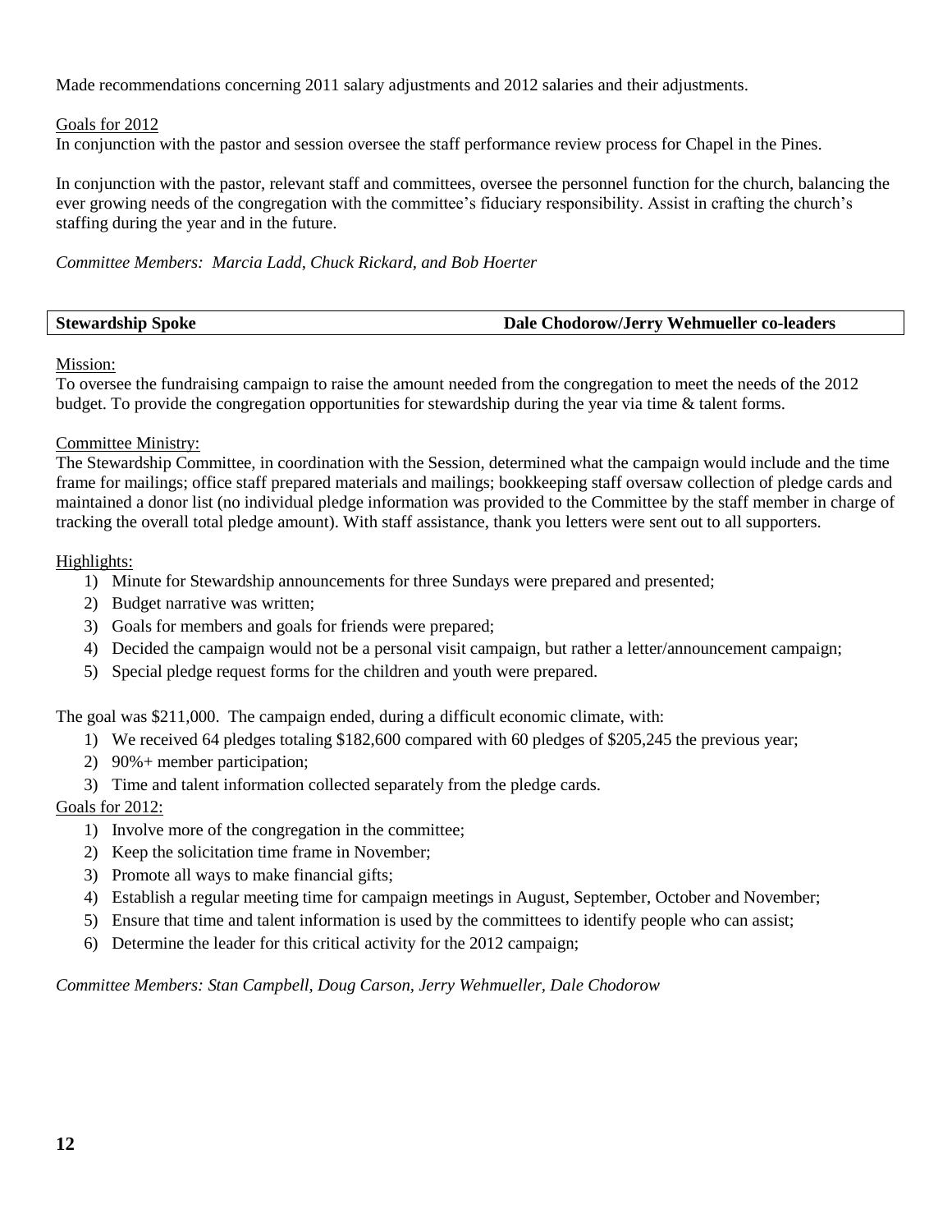Made recommendations concerning 2011 salary adjustments and 2012 salaries and their adjustments.

Goals for 2012

In conjunction with the pastor and session oversee the staff performance review process for Chapel in the Pines.

In conjunction with the pastor, relevant staff and committees, oversee the personnel function for the church, balancing the ever growing needs of the congregation with the committee's fiduciary responsibility. Assist in crafting the church's staffing during the year and in the future.

*Committee Members: Marcia Ladd, Chuck Rickard, and Bob Hoerter*

| **Stewardship Spoke** | **Dale Chodorow/Jerry Wehmueller co-leaders** |
|---|---|

Mission:

To oversee the fundraising campaign to raise the amount needed from the congregation to meet the needs of the 2012 budget. To provide the congregation opportunities for stewardship during the year via time & talent forms.

Committee Ministry:

The Stewardship Committee, in coordination with the Session, determined what the campaign would include and the time frame for mailings; office staff prepared materials and mailings; bookkeeping staff oversaw collection of pledge cards and maintained a donor list (no individual pledge information was provided to the Committee by the staff member in charge of tracking the overall total pledge amount). With staff assistance, thank you letters were sent out to all supporters.

Highlights:

1) Minute for Stewardship announcements for three Sundays were prepared and presented;
2) Budget narrative was written;
3) Goals for members and goals for friends were prepared;
4) Decided the campaign would not be a personal visit campaign, but rather a letter/announcement campaign;
5) Special pledge request forms for the children and youth were prepared.

The goal was $211,000. The campaign ended, during a difficult economic climate, with:

1) We received 64 pledges totaling $182,600 compared with 60 pledges of $205,245 the previous year;
2) 90%+ member participation;
3) Time and talent information collected separately from the pledge cards.

Goals for 2012:

1) Involve more of the congregation in the committee;
2) Keep the solicitation time frame in November;
3) Promote all ways to make financial gifts;
4) Establish a regular meeting time for campaign meetings in August, September, October and November;
5) Ensure that time and talent information is used by the committees to identify people who can assist;
6) Determine the leader for this critical activity for the 2012 campaign;

*Committee Members: Stan Campbell, Doug Carson, Jerry Wehmueller, Dale Chodorow*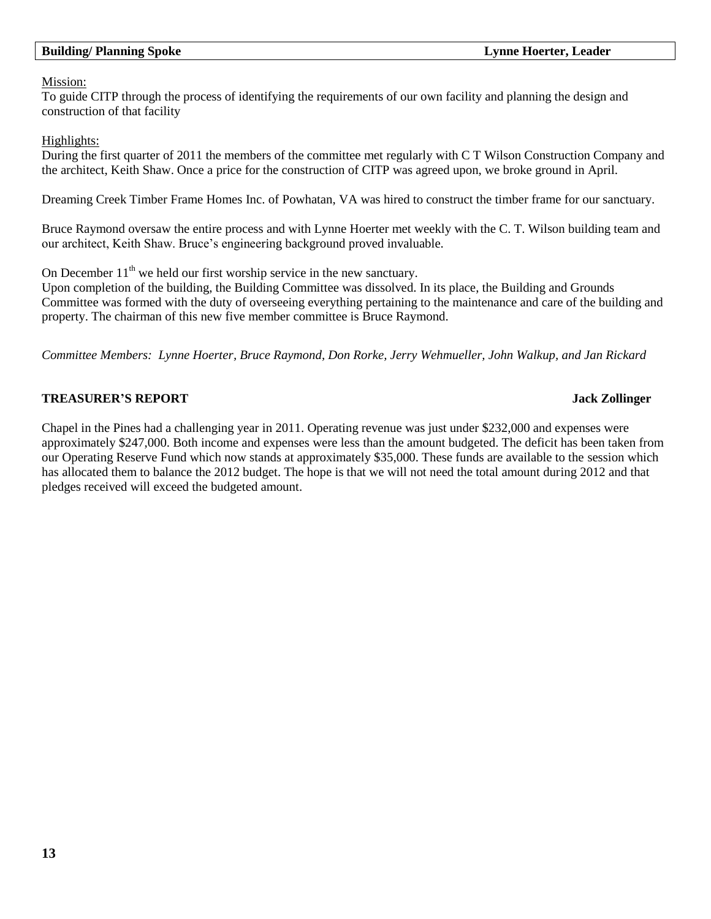## Building/ Planning Spoke — Lynne Hoerter, Leader

Mission:

To guide CITP through the process of identifying the requirements of our own facility and planning the design and construction of that facility

Highlights:

During the first quarter of 2011 the members of the committee met regularly with C T Wilson Construction Company and the architect, Keith Shaw. Once a price for the construction of CITP was agreed upon, we broke ground in April.

Dreaming Creek Timber Frame Homes Inc. of Powhatan, VA was hired to construct the timber frame for our sanctuary.

Bruce Raymond oversaw the entire process and with Lynne Hoerter met weekly with the C. T. Wilson building team and our architect, Keith Shaw. Bruce's engineering background proved invaluable.

On December 11th we held our first worship service in the new sanctuary.
Upon completion of the building, the Building Committee was dissolved. In its place, the Building and Grounds Committee was formed with the duty of overseeing everything pertaining to the maintenance and care of the building and property. The chairman of this new five member committee is Bruce Raymond.

*Committee Members: Lynne Hoerter, Bruce Raymond, Don Rorke, Jerry Wehmueller, John Walkup, and Jan Rickard*

## TREASURER'S REPORT — Jack Zollinger

Chapel in the Pines had a challenging year in 2011. Operating revenue was just under $232,000 and expenses were approximately $247,000. Both income and expenses were less than the amount budgeted. The deficit has been taken from our Operating Reserve Fund which now stands at approximately $35,000. These funds are available to the session which has allocated them to balance the 2012 budget. The hope is that we will not need the total amount during 2012 and that pledges received will exceed the budgeted amount.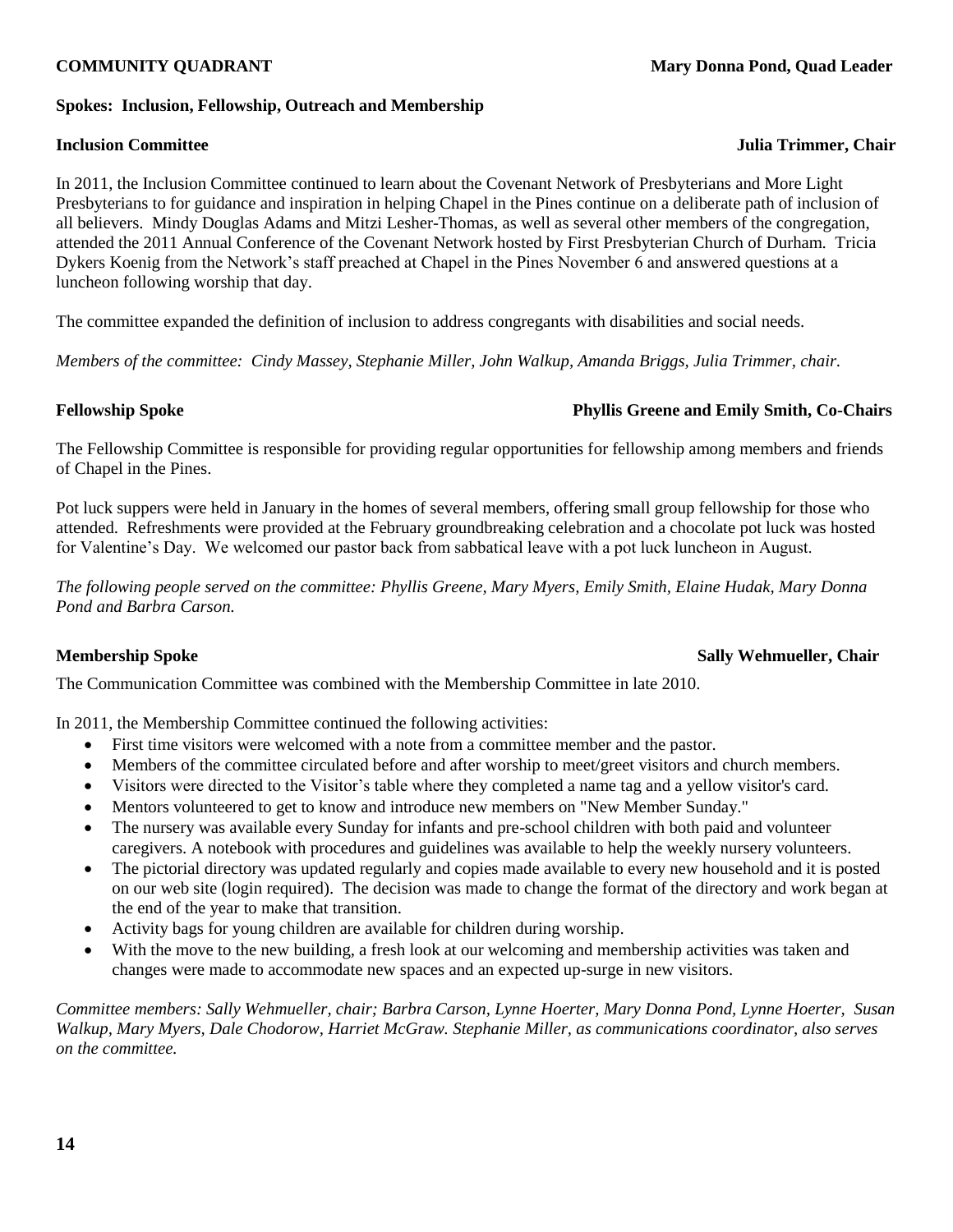**COMMUNITY QUADRANT** **Mary Donna Pond, Quad Leader**

**Spokes: Inclusion, Fellowship, Outreach and Membership**

**Inclusion Committee** **Julia Trimmer, Chair**

In 2011, the Inclusion Committee continued to learn about the Covenant Network of Presbyterians and More Light Presbyterians to for guidance and inspiration in helping Chapel in the Pines continue on a deliberate path of inclusion of all believers. Mindy Douglas Adams and Mitzi Lesher-Thomas, as well as several other members of the congregation, attended the 2011 Annual Conference of the Covenant Network hosted by First Presbyterian Church of Durham. Tricia Dykers Koenig from the Network's staff preached at Chapel in the Pines November 6 and answered questions at a luncheon following worship that day.

The committee expanded the definition of inclusion to address congregants with disabilities and social needs.

*Members of the committee: Cindy Massey, Stephanie Miller, John Walkup, Amanda Briggs, Julia Trimmer, chair.*

**Fellowship Spoke** **Phyllis Greene and Emily Smith, Co-Chairs**

The Fellowship Committee is responsible for providing regular opportunities for fellowship among members and friends of Chapel in the Pines.

Pot luck suppers were held in January in the homes of several members, offering small group fellowship for those who attended. Refreshments were provided at the February groundbreaking celebration and a chocolate pot luck was hosted for Valentine's Day. We welcomed our pastor back from sabbatical leave with a pot luck luncheon in August.

*The following people served on the committee: Phyllis Greene, Mary Myers, Emily Smith, Elaine Hudak, Mary Donna Pond and Barbra Carson.*

**Membership Spoke** **Sally Wehmueller, Chair**

The Communication Committee was combined with the Membership Committee in late 2010.

In 2011, the Membership Committee continued the following activities:

- First time visitors were welcomed with a note from a committee member and the pastor.
- Members of the committee circulated before and after worship to meet/greet visitors and church members.
- Visitors were directed to the Visitor's table where they completed a name tag and a yellow visitor's card.
- Mentors volunteered to get to know and introduce new members on "New Member Sunday."
- The nursery was available every Sunday for infants and pre-school children with both paid and volunteer caregivers. A notebook with procedures and guidelines was available to help the weekly nursery volunteers.
- The pictorial directory was updated regularly and copies made available to every new household and it is posted on our web site (login required). The decision was made to change the format of the directory and work began at the end of the year to make that transition.
- Activity bags for young children are available for children during worship.
- With the move to the new building, a fresh look at our welcoming and membership activities was taken and changes were made to accommodate new spaces and an expected up-surge in new visitors.

*Committee members: Sally Wehmueller, chair; Barbra Carson, Lynne Hoerter, Mary Donna Pond, Lynne Hoerter, Susan Walkup, Mary Myers, Dale Chodorow, Harriet McGraw. Stephanie Miller, as communications coordinator, also serves on the committee.*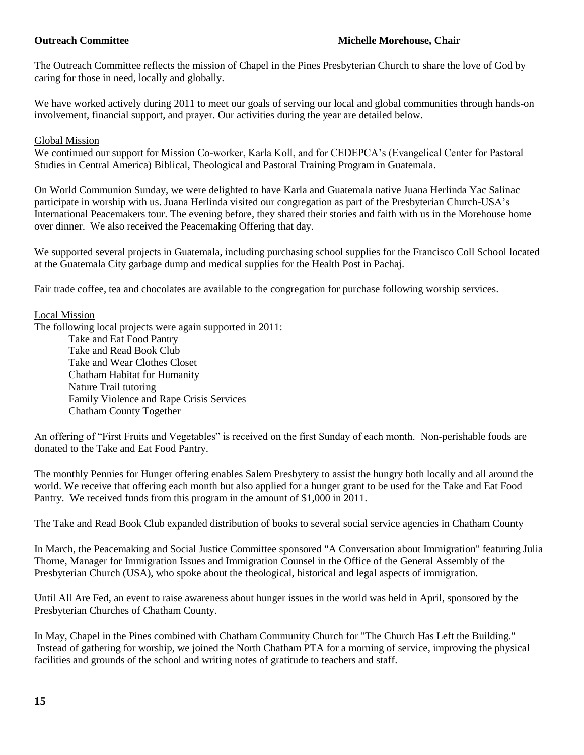**Outreach Committee** **Michelle Morehouse, Chair**

The Outreach Committee reflects the mission of Chapel in the Pines Presbyterian Church to share the love of God by caring for those in need, locally and globally.

We have worked actively during 2011 to meet our goals of serving our local and global communities through hands-on involvement, financial support, and prayer. Our activities during the year are detailed below.

Global Mission

We continued our support for Mission Co-worker, Karla Koll, and for CEDEPCA's (Evangelical Center for Pastoral Studies in Central America) Biblical, Theological and Pastoral Training Program in Guatemala.

On World Communion Sunday, we were delighted to have Karla and Guatemala native Juana Herlinda Yac Salinac participate in worship with us. Juana Herlinda visited our congregation as part of the Presbyterian Church-USA's International Peacemakers tour. The evening before, they shared their stories and faith with us in the Morehouse home over dinner. We also received the Peacemaking Offering that day.

We supported several projects in Guatemala, including purchasing school supplies for the Francisco Coll School located at the Guatemala City garbage dump and medical supplies for the Health Post in Pachaj.

Fair trade coffee, tea and chocolates are available to the congregation for purchase following worship services.

Local Mission

The following local projects were again supported in 2011:

- Take and Eat Food Pantry
- Take and Read Book Club
- Take and Wear Clothes Closet
- Chatham Habitat for Humanity
- Nature Trail tutoring
- Family Violence and Rape Crisis Services
- Chatham County Together

An offering of "First Fruits and Vegetables" is received on the first Sunday of each month. Non-perishable foods are donated to the Take and Eat Food Pantry.

The monthly Pennies for Hunger offering enables Salem Presbytery to assist the hungry both locally and all around the world. We receive that offering each month but also applied for a hunger grant to be used for the Take and Eat Food Pantry. We received funds from this program in the amount of $1,000 in 2011.

The Take and Read Book Club expanded distribution of books to several social service agencies in Chatham County

In March, the Peacemaking and Social Justice Committee sponsored "A Conversation about Immigration" featuring Julia Thorne, Manager for Immigration Issues and Immigration Counsel in the Office of the General Assembly of the Presbyterian Church (USA), who spoke about the theological, historical and legal aspects of immigration.

Until All Are Fed, an event to raise awareness about hunger issues in the world was held in April, sponsored by the Presbyterian Churches of Chatham County.

In May, Chapel in the Pines combined with Chatham Community Church for "The Church Has Left the Building." Instead of gathering for worship, we joined the North Chatham PTA for a morning of service, improving the physical facilities and grounds of the school and writing notes of gratitude to teachers and staff.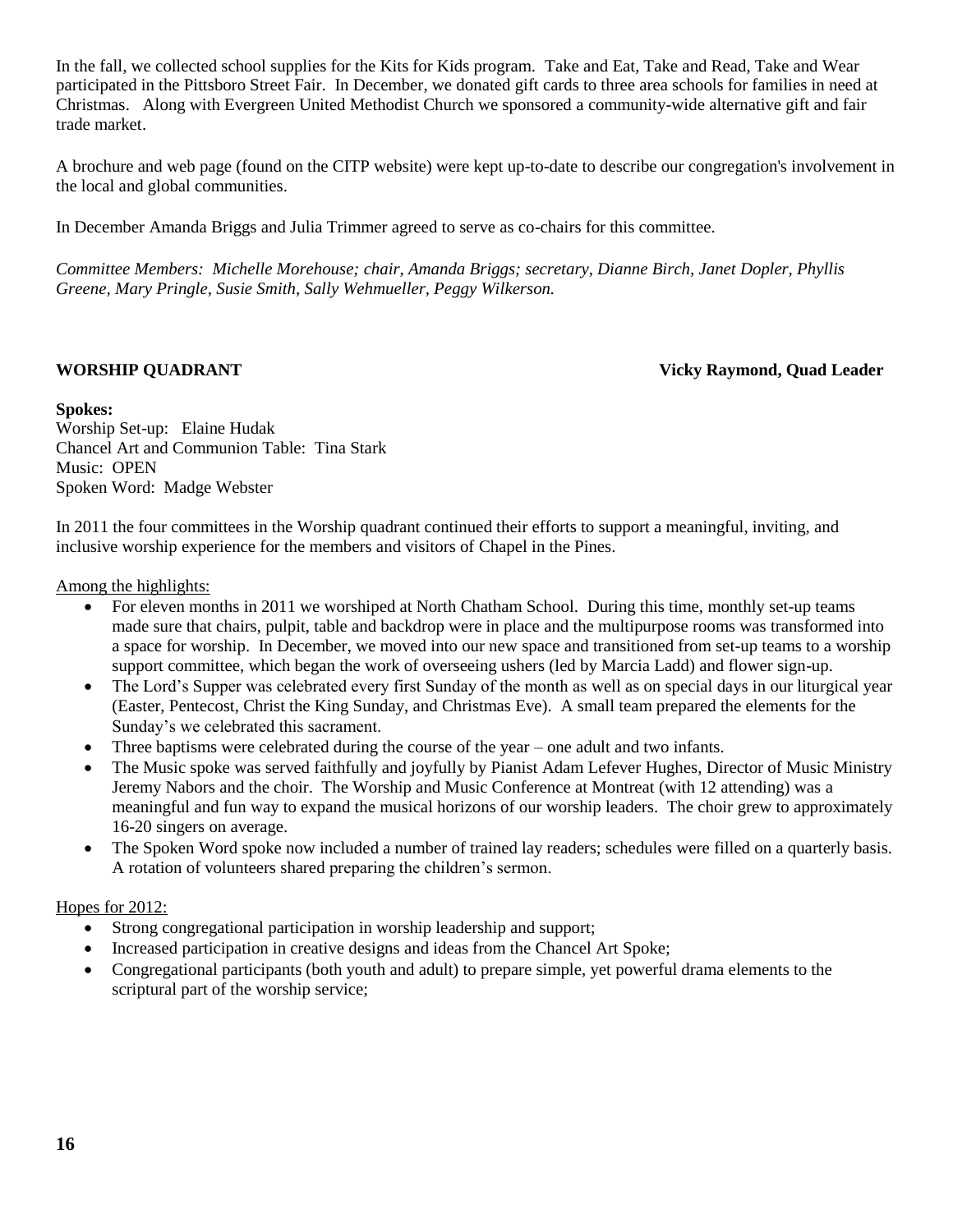In the fall, we collected school supplies for the Kits for Kids program. Take and Eat, Take and Read, Take and Wear participated in the Pittsboro Street Fair. In December, we donated gift cards to three area schools for families in need at Christmas. Along with Evergreen United Methodist Church we sponsored a community-wide alternative gift and fair trade market.

A brochure and web page (found on the CITP website) were kept up-to-date to describe our congregation's involvement in the local and global communities.

In December Amanda Briggs and Julia Trimmer agreed to serve as co-chairs for this committee.

*Committee Members: Michelle Morehouse; chair, Amanda Briggs; secretary, Dianne Birch, Janet Dopler, Phyllis Greene, Mary Pringle, Susie Smith, Sally Wehmueller, Peggy Wilkerson.*

## WORSHIP QUADRANT — Vicky Raymond, Quad Leader

**Spokes:**
Worship Set-up: Elaine Hudak
Chancel Art and Communion Table: Tina Stark
Music: OPEN
Spoken Word: Madge Webster

In 2011 the four committees in the Worship quadrant continued their efforts to support a meaningful, inviting, and inclusive worship experience for the members and visitors of Chapel in the Pines.

<u>Among the highlights:</u>

- For eleven months in 2011 we worshiped at North Chatham School. During this time, monthly set-up teams made sure that chairs, pulpit, table and backdrop were in place and the multipurpose rooms was transformed into a space for worship. In December, we moved into our new space and transitioned from set-up teams to a worship support committee, which began the work of overseeing ushers (led by Marcia Ladd) and flower sign-up.
- The Lord's Supper was celebrated every first Sunday of the month as well as on special days in our liturgical year (Easter, Pentecost, Christ the King Sunday, and Christmas Eve). A small team prepared the elements for the Sunday's we celebrated this sacrament.
- Three baptisms were celebrated during the course of the year – one adult and two infants.
- The Music spoke was served faithfully and joyfully by Pianist Adam Lefever Hughes, Director of Music Ministry Jeremy Nabors and the choir. The Worship and Music Conference at Montreat (with 12 attending) was a meaningful and fun way to expand the musical horizons of our worship leaders. The choir grew to approximately 16-20 singers on average.
- The Spoken Word spoke now included a number of trained lay readers; schedules were filled on a quarterly basis. A rotation of volunteers shared preparing the children's sermon.

<u>Hopes for 2012:</u>

- Strong congregational participation in worship leadership and support;
- Increased participation in creative designs and ideas from the Chancel Art Spoke;
- Congregational participants (both youth and adult) to prepare simple, yet powerful drama elements to the scriptural part of the worship service;